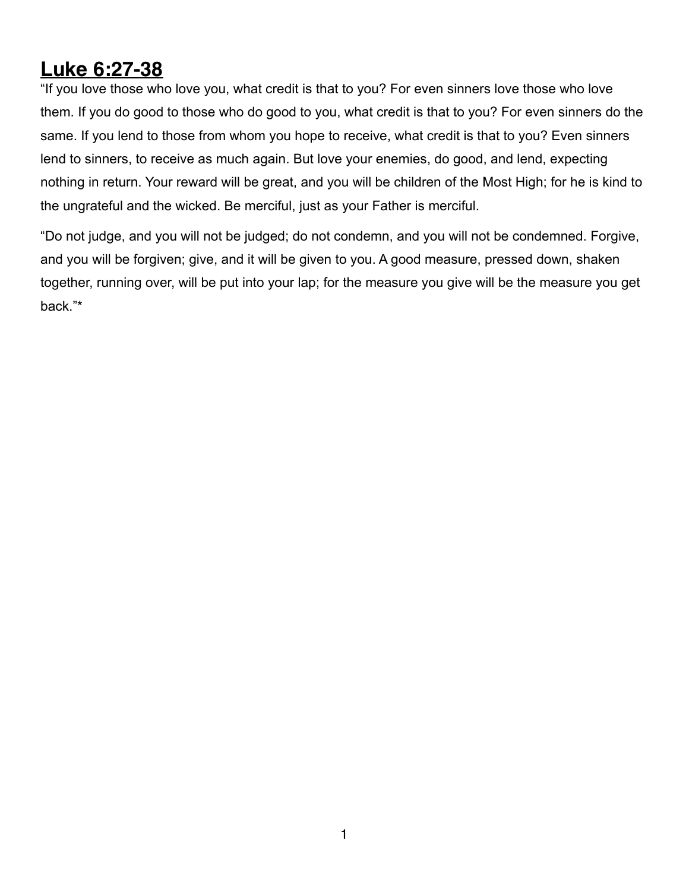# **Luke 6:27-38**

“If you love those who love you, what credit is that to you? For even sinners love those who love them. If you do good to those who do good to you, what credit is that to you? For even sinners do the same. If you lend to those from whom you hope to receive, what credit is that to you? Even sinners lend to sinners, to receive as much again. But love your enemies, do good, and lend, expecting nothing in return. Your reward will be great, and you will be children of the Most High; for he is kind to the ungrateful and the wicked. Be merciful, just as your Father is merciful.

“Do not judge, and you will not be judged; do not condemn, and you will not be condemned. Forgive, and you will be forgiven; give, and it will be given to you. A good measure, pressed down, shaken together, running over, will be put into your lap; for the measure you give will be the measure you get back.”*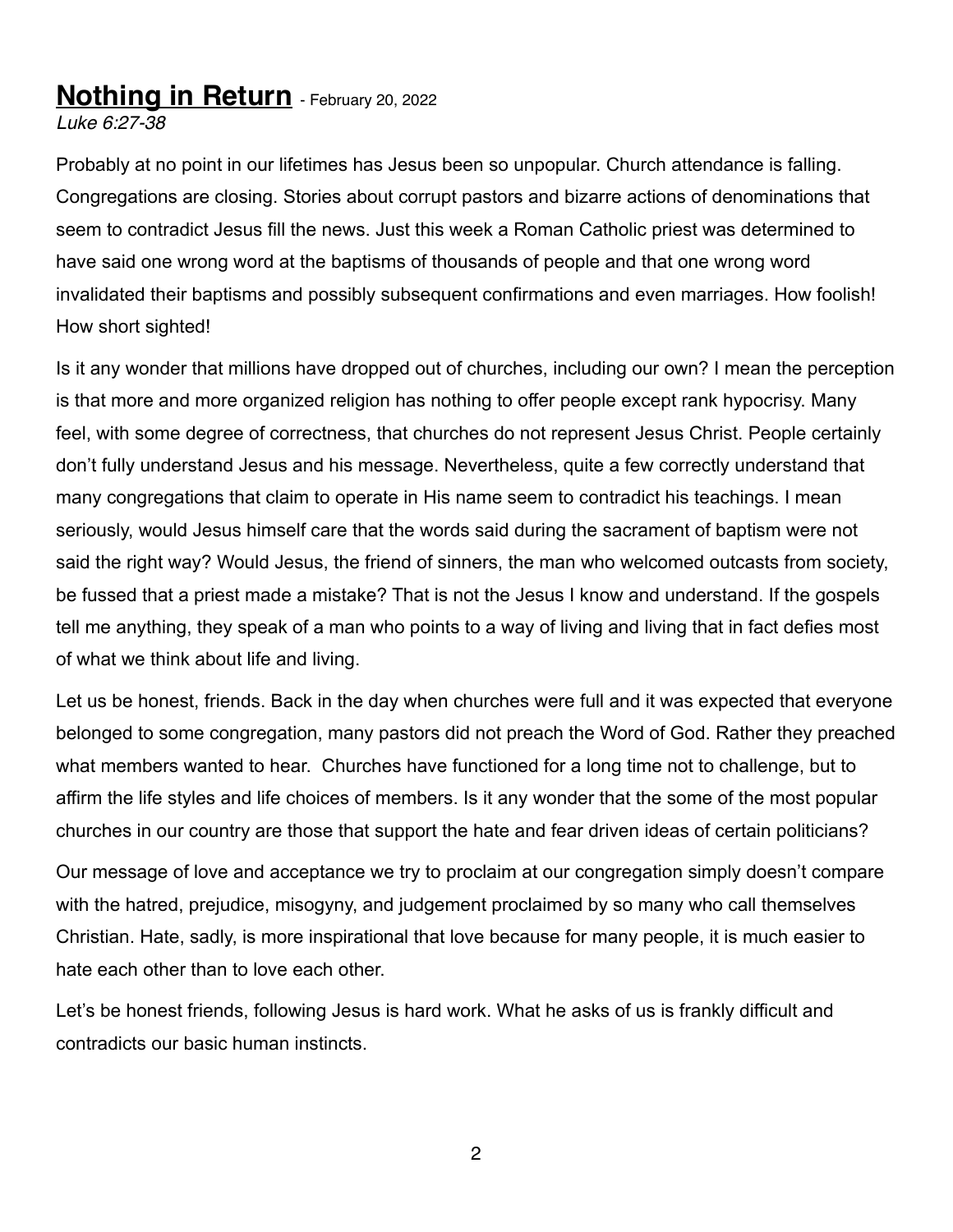# **Nothing in Return** - February 20, 2022

*Luke 6:27-38*

Probably at no point in our lifetimes has Jesus been so unpopular. Church attendance is falling. Congregations are closing. Stories about corrupt pastors and bizarre actions of denominations that seem to contradict Jesus fill the news. Just this week a Roman Catholic priest was determined to have said one wrong word at the baptisms of thousands of people and that one wrong word invalidated their baptisms and possibly subsequent confirmations and even marriages. How foolish! How short sighted!

Is it any wonder that millions have dropped out of churches, including our own? I mean the perception is that more and more organized religion has nothing to offer people except rank hypocrisy. Many feel, with some degree of correctness, that churches do not represent Jesus Christ. People certainly don't fully understand Jesus and his message. Nevertheless, quite a few correctly understand that many congregations that claim to operate in His name seem to contradict his teachings. I mean seriously, would Jesus himself care that the words said during the sacrament of baptism were not said the right way? Would Jesus, the friend of sinners, the man who welcomed outcasts from society, be fussed that a priest made a mistake? That is not the Jesus I know and understand. If the gospels tell me anything, they speak of a man who points to a way of living and living that in fact defies most of what we think about life and living.

Let us be honest, friends. Back in the day when churches were full and it was expected that everyone belonged to some congregation, many pastors did not preach the Word of God. Rather they preached what members wanted to hear. Churches have functioned for a long time not to challenge, but to affirm the life styles and life choices of members. Is it any wonder that the some of the most popular churches in our country are those that support the hate and fear driven ideas of certain politicians?

Our message of love and acceptance we try to proclaim at our congregation simply doesn't compare with the hatred, prejudice, misogyny, and judgement proclaimed by so many who call themselves Christian. Hate, sadly, is more inspirational that love because for many people, it is much easier to hate each other than to love each other.

Let's be honest friends, following Jesus is hard work. What he asks of us is frankly difficult and contradicts our basic human instincts.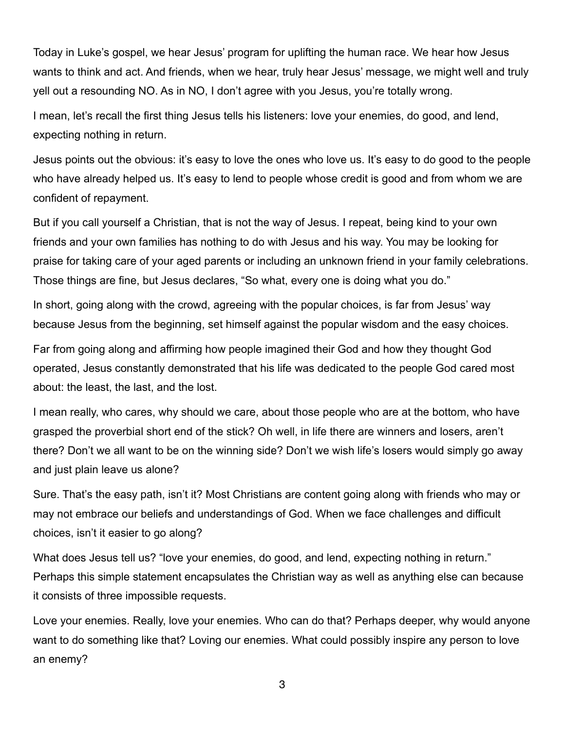Today in Luke's gospel, we hear Jesus' program for uplifting the human race. We hear how Jesus wants to think and act. And friends, when we hear, truly hear Jesus' message, we might well and truly yell out a resounding NO. As in NO, I don't agree with you Jesus, you're totally wrong.

I mean, let's recall the first thing Jesus tells his listeners: love your enemies, do good, and lend, expecting nothing in return.

Jesus points out the obvious: it's easy to love the ones who love us. It's easy to do good to the people who have already helped us. It's easy to lend to people whose credit is good and from whom we are confident of repayment.

But if you call yourself a Christian, that is not the way of Jesus. I repeat, being kind to your own friends and your own families has nothing to do with Jesus and his way. You may be looking for praise for taking care of your aged parents or including an unknown friend in your family celebrations. Those things are fine, but Jesus declares, "So what, every one is doing what you do."

In short, going along with the crowd, agreeing with the popular choices, is far from Jesus' way because Jesus from the beginning, set himself against the popular wisdom and the easy choices.

Far from going along and affirming how people imagined their God and how they thought God operated, Jesus constantly demonstrated that his life was dedicated to the people God cared most about: the least, the last, and the lost.

I mean really, who cares, why should we care, about those people who are at the bottom, who have grasped the proverbial short end of the stick? Oh well, in life there are winners and losers, aren't there? Don't we all want to be on the winning side? Don't we wish life's losers would simply go away and just plain leave us alone?

Sure. That's the easy path, isn't it? Most Christians are content going along with friends who may or may not embrace our beliefs and understandings of God. When we face challenges and difficult choices, isn't it easier to go along?

What does Jesus tell us? "love your enemies, do good, and lend, expecting nothing in return." Perhaps this simple statement encapsulates the Christian way as well as anything else can because it consists of three impossible requests.

Love your enemies. Really, love your enemies. Who can do that? Perhaps deeper, why would anyone want to do something like that? Loving our enemies. What could possibly inspire any person to love an enemy?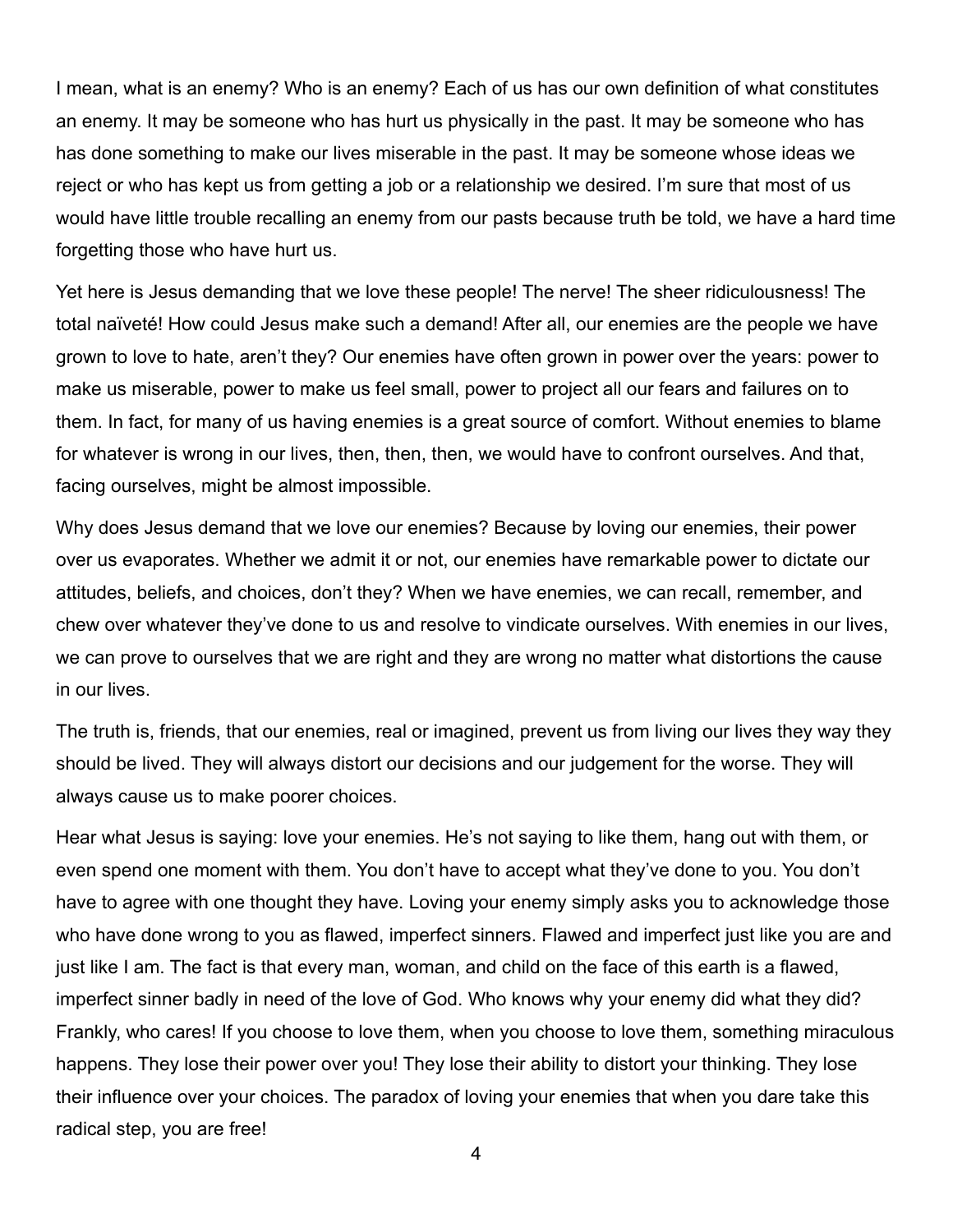I mean, what is an enemy? Who is an enemy? Each of us has our own definition of what constitutes an enemy. It may be someone who has hurt us physically in the past. It may be someone who has has done something to make our lives miserable in the past. It may be someone whose ideas we reject or who has kept us from getting a job or a relationship we desired. I'm sure that most of us would have little trouble recalling an enemy from our pasts because truth be told, we have a hard time forgetting those who have hurt us.

Yet here is Jesus demanding that we love these people! The nerve! The sheer ridiculousness! The total naïveté! How could Jesus make such a demand! After all, our enemies are the people we have grown to love to hate, aren't they? Our enemies have often grown in power over the years: power to make us miserable, power to make us feel small, power to project all our fears and failures on to them. In fact, for many of us having enemies is a great source of comfort. Without enemies to blame for whatever is wrong in our lives, then, then, then, we would have to confront ourselves. And that, facing ourselves, might be almost impossible.

Why does Jesus demand that we love our enemies? Because by loving our enemies, their power over us evaporates. Whether we admit it or not, our enemies have remarkable power to dictate our attitudes, beliefs, and choices, don't they? When we have enemies, we can recall, remember, and chew over whatever they've done to us and resolve to vindicate ourselves. With enemies in our lives, we can prove to ourselves that we are right and they are wrong no matter what distortions the cause in our lives.

The truth is, friends, that our enemies, real or imagined, prevent us from living our lives they way they should be lived. They will always distort our decisions and our judgement for the worse. They will always cause us to make poorer choices.

Hear what Jesus is saying: love your enemies. He's not saying to like them, hang out with them, or even spend one moment with them. You don't have to accept what they've done to you. You don't have to agree with one thought they have. Loving your enemy simply asks you to acknowledge those who have done wrong to you as flawed, imperfect sinners. Flawed and imperfect just like you are and just like I am. The fact is that every man, woman, and child on the face of this earth is a flawed, imperfect sinner badly in need of the love of God. Who knows why your enemy did what they did? Frankly, who cares! If you choose to love them, when you choose to love them, something miraculous happens. They lose their power over you! They lose their ability to distort your thinking. They lose their influence over your choices. The paradox of loving your enemies that when you dare take this radical step, you are free!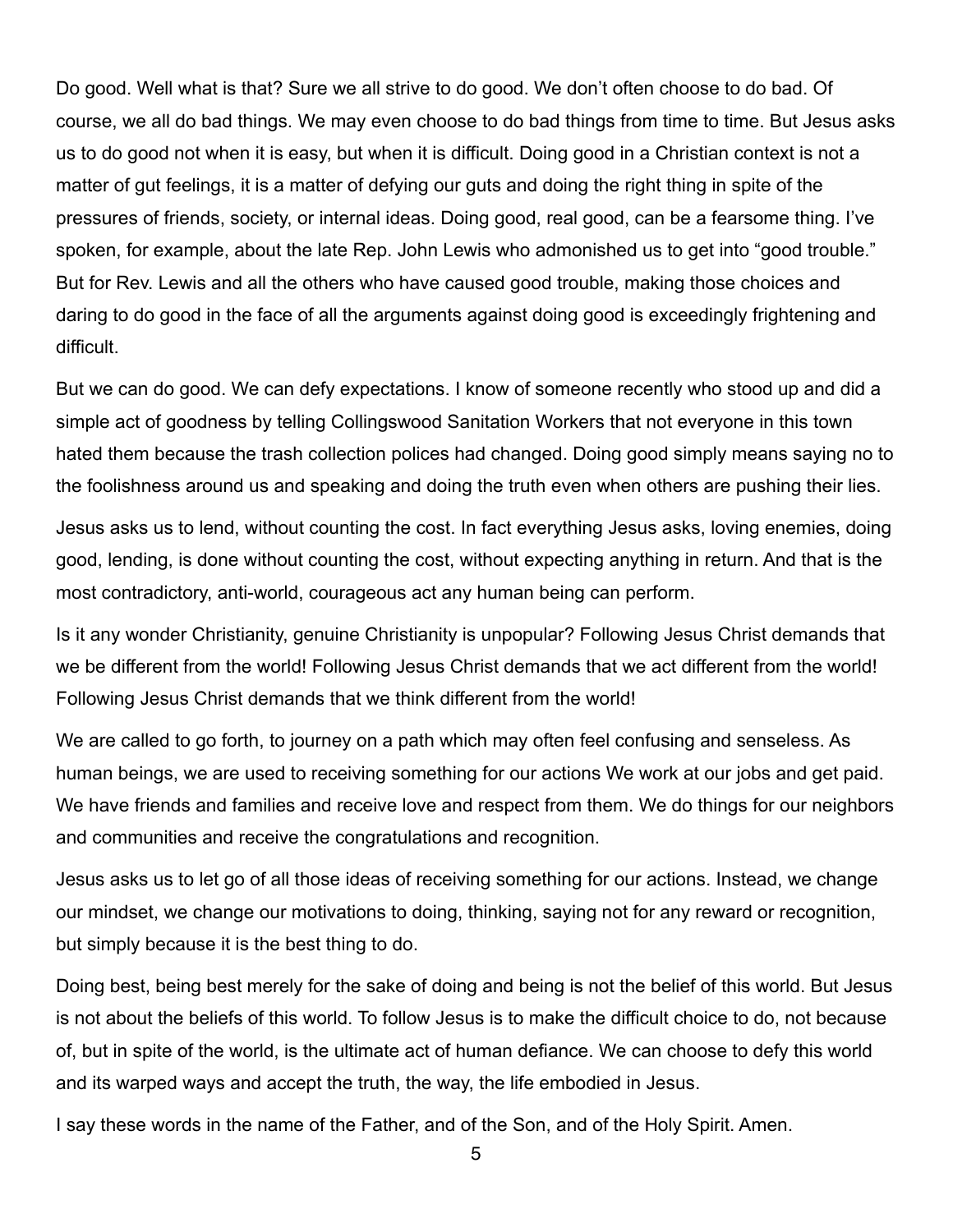Do good. Well what is that? Sure we all strive to do good. We don't often choose to do bad. Of course, we all do bad things. We may even choose to do bad things from time to time. But Jesus asks us to do good not when it is easy, but when it is difficult. Doing good in a Christian context is not a matter of gut feelings, it is a matter of defying our guts and doing the right thing in spite of the pressures of friends, society, or internal ideas. Doing good, real good, can be a fearsome thing. I've spoken, for example, about the late Rep. John Lewis who admonished us to get into "good trouble." But for Rev. Lewis and all the others who have caused good trouble, making those choices and daring to do good in the face of all the arguments against doing good is exceedingly frightening and difficult.

But we can do good. We can defy expectations. I know of someone recently who stood up and did a simple act of goodness by telling Collingswood Sanitation Workers that not everyone in this town hated them because the trash collection polices had changed. Doing good simply means saying no to the foolishness around us and speaking and doing the truth even when others are pushing their lies.

Jesus asks us to lend, without counting the cost. In fact everything Jesus asks, loving enemies, doing good, lending, is done without counting the cost, without expecting anything in return. And that is the most contradictory, anti-world, courageous act any human being can perform.

Is it any wonder Christianity, genuine Christianity is unpopular? Following Jesus Christ demands that we be different from the world! Following Jesus Christ demands that we act different from the world! Following Jesus Christ demands that we think different from the world!

We are called to go forth, to journey on a path which may often feel confusing and senseless. As human beings, we are used to receiving something for our actions We work at our jobs and get paid. We have friends and families and receive love and respect from them. We do things for our neighbors and communities and receive the congratulations and recognition.

Jesus asks us to let go of all those ideas of receiving something for our actions. Instead, we change our mindset, we change our motivations to doing, thinking, saying not for any reward or recognition, but simply because it is the best thing to do.

Doing best, being best merely for the sake of doing and being is not the belief of this world. But Jesus is not about the beliefs of this world. To follow Jesus is to make the difficult choice to do, not because of, but in spite of the world, is the ultimate act of human defiance. We can choose to defy this world and its warped ways and accept the truth, the way, the life embodied in Jesus.

I say these words in the name of the Father, and of the Son, and of the Holy Spirit. Amen.